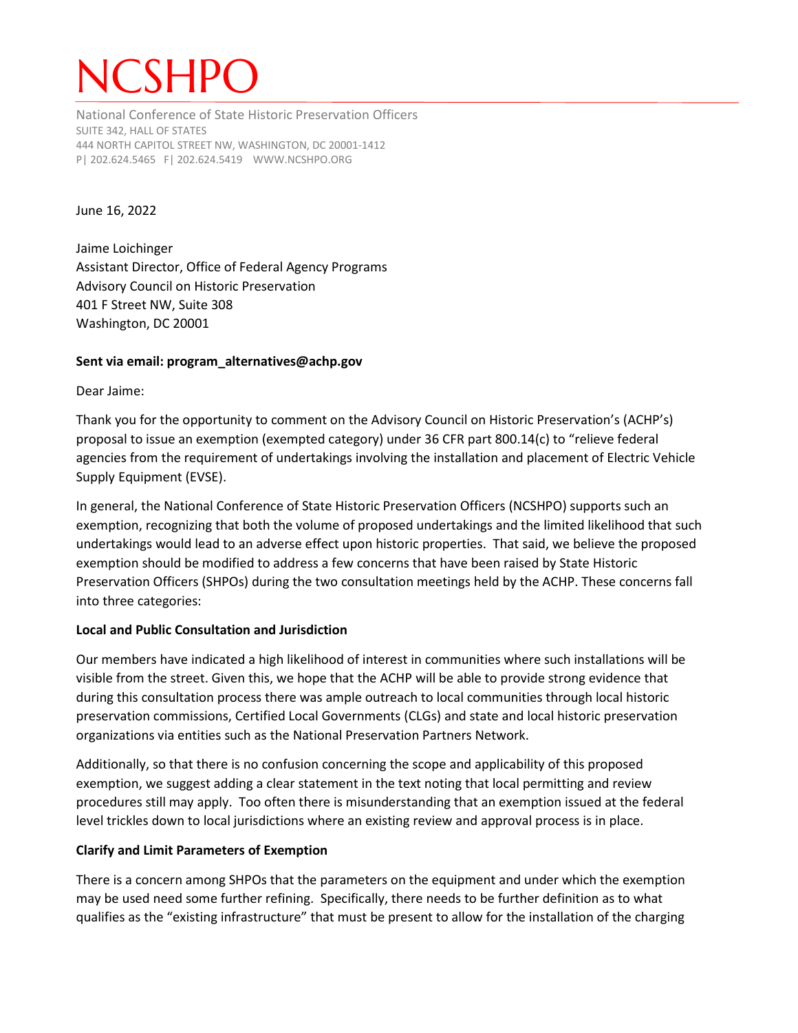# NCSHPO

National Conference of State Historic Preservation Officers
SUITE 342, HALL OF STATES
444 NORTH CAPITOL STREET NW, WASHINGTON, DC 20001-1412
P| 202.624.5465 F| 202.624.5419 WWW.NCSHPO.ORG

June 16, 2022

Jaime Loichinger
Assistant Director, Office of Federal Agency Programs
Advisory Council on Historic Preservation
401 F Street NW, Suite 308
Washington, DC 20001

**Sent via email: program_alternatives@achp.gov**

Dear Jaime:

Thank you for the opportunity to comment on the Advisory Council on Historic Preservation's (ACHP's) proposal to issue an exemption (exempted category) under 36 CFR part 800.14(c) to "relieve federal agencies from the requirement of undertakings involving the installation and placement of Electric Vehicle Supply Equipment (EVSE).

In general, the National Conference of State Historic Preservation Officers (NCSHPO) supports such an exemption, recognizing that both the volume of proposed undertakings and the limited likelihood that such undertakings would lead to an adverse effect upon historic properties. That said, we believe the proposed exemption should be modified to address a few concerns that have been raised by State Historic Preservation Officers (SHPOs) during the two consultation meetings held by the ACHP. These concerns fall into three categories:

**Local and Public Consultation and Jurisdiction**

Our members have indicated a high likelihood of interest in communities where such installations will be visible from the street. Given this, we hope that the ACHP will be able to provide strong evidence that during this consultation process there was ample outreach to local communities through local historic preservation commissions, Certified Local Governments (CLGs) and state and local historic preservation organizations via entities such as the National Preservation Partners Network.

Additionally, so that there is no confusion concerning the scope and applicability of this proposed exemption, we suggest adding a clear statement in the text noting that local permitting and review procedures still may apply. Too often there is misunderstanding that an exemption issued at the federal level trickles down to local jurisdictions where an existing review and approval process is in place.

**Clarify and Limit Parameters of Exemption**

There is a concern among SHPOs that the parameters on the equipment and under which the exemption may be used need some further refining. Specifically, there needs to be further definition as to what qualifies as the "existing infrastructure" that must be present to allow for the installation of the charging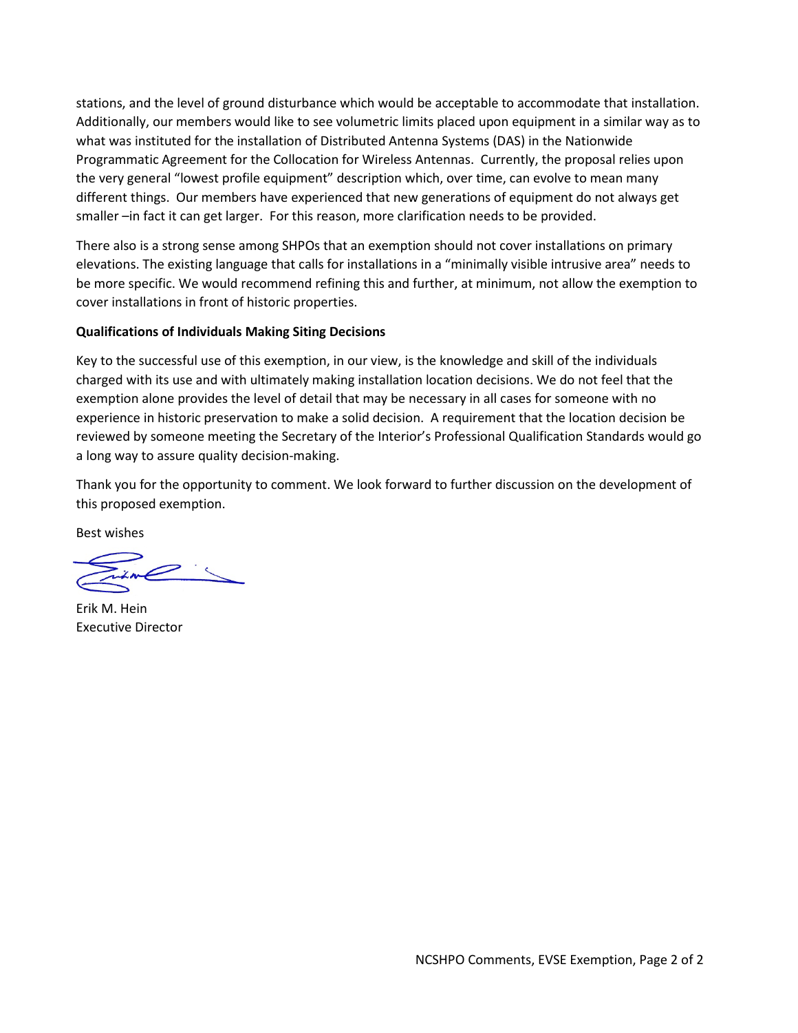stations, and the level of ground disturbance which would be acceptable to accommodate that installation. Additionally, our members would like to see volumetric limits placed upon equipment in a similar way as to what was instituted for the installation of Distributed Antenna Systems (DAS) in the Nationwide Programmatic Agreement for the Collocation for Wireless Antennas. Currently, the proposal relies upon the very general "lowest profile equipment" description which, over time, can evolve to mean many different things. Our members have experienced that new generations of equipment do not always get smaller –in fact it can get larger. For this reason, more clarification needs to be provided.

There also is a strong sense among SHPOs that an exemption should not cover installations on primary elevations. The existing language that calls for installations in a "minimally visible intrusive area" needs to be more specific. We would recommend refining this and further, at minimum, not allow the exemption to cover installations in front of historic properties.

**Qualifications of Individuals Making Siting Decisions**

Key to the successful use of this exemption, in our view, is the knowledge and skill of the individuals charged with its use and with ultimately making installation location decisions. We do not feel that the exemption alone provides the level of detail that may be necessary in all cases for someone with no experience in historic preservation to make a solid decision. A requirement that the location decision be reviewed by someone meeting the Secretary of the Interior's Professional Qualification Standards would go a long way to assure quality decision-making.

Thank you for the opportunity to comment. We look forward to further discussion on the development of this proposed exemption.

Best wishes

Erik M. Hein
Executive Director